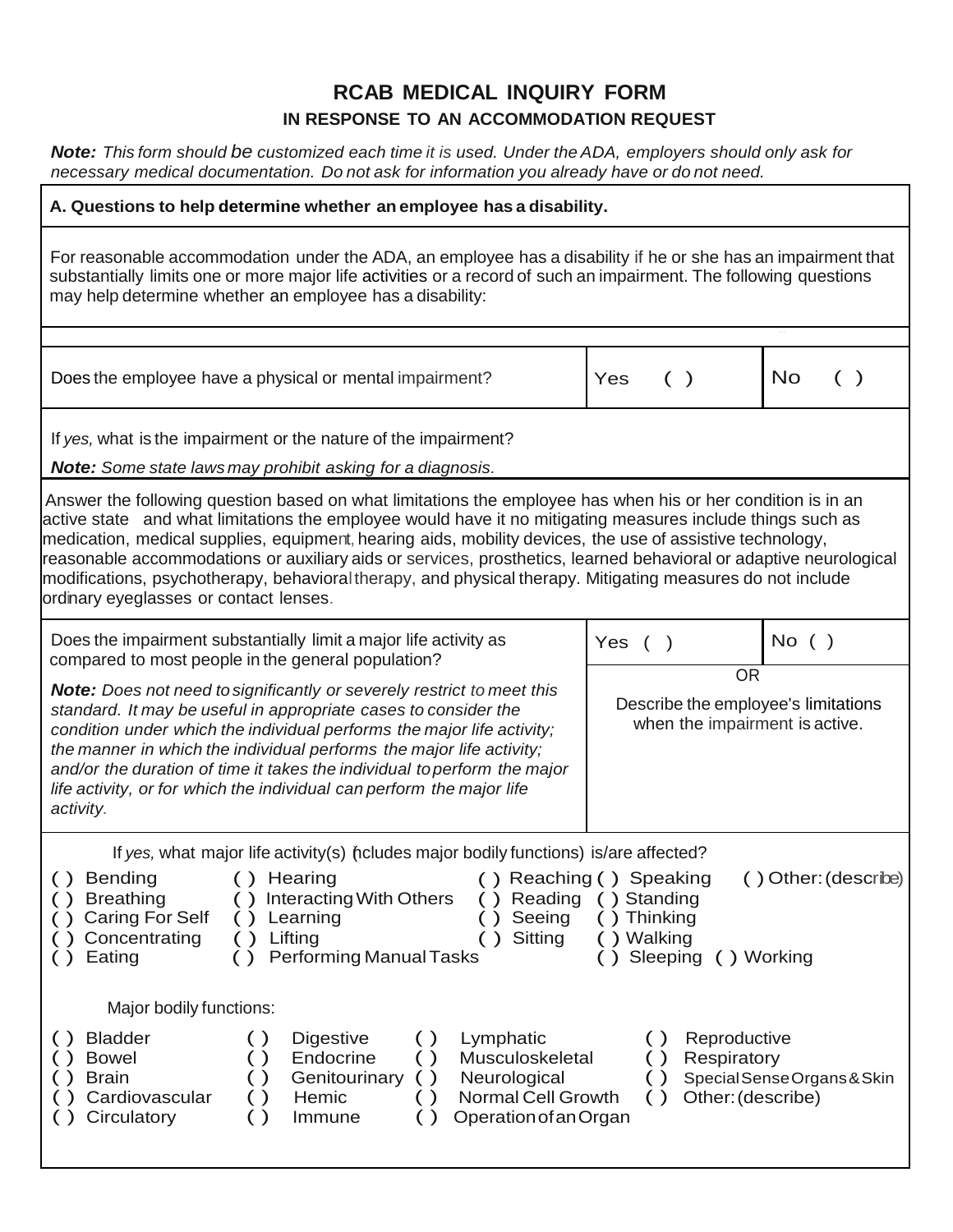# RCAB MEDICAL INQUIRY FORM

## IN RESPONSE TO AN ACCOMMODATION REQUEST

***Note:*** *This form should be customized each time it is used. Under the ADA, employers should only ask for necessary medical documentation. Do not ask for information you already have or do not need.*

### A. Questions to help determine whether an employee has a disability.

For reasonable accommodation under the ADA, an employee has a disability if he or she has an impairment that substantially limits one or more major life activities or a record of such an impairment. The following questions may help determine whether an employee has a disability:

| Does the employee have a physical or mental impairment? | Yes ( ) | No ( ) |
|---|---|---|

If *yes,* what is the impairment or the nature of the impairment?

***Note:*** *Some state laws may prohibit asking for a diagnosis.*

Answer the following question based on what limitations the employee has when his or her condition is in an active state and what limitations the employee would have it no mitigating measures include things such as medication, medical supplies, equipment, hearing aids, mobility devices, the use of assistive technology, reasonable accommodations or auxiliary aids or services, prosthetics, learned behavioral or adaptive neurological modifications, psychotherapy, behavioral therapy, and physical therapy. Mitigating measures do not include ordinary eyeglasses or contact lenses.

| Does the impairment substantially limit a major life activity as compared to most people in the general population? | Yes ( ) | No ( ) |
|---|---|---|
| ***Note:*** *Does not need to significantly or severely restrict to meet this standard. It may be useful in appropriate cases to consider the condition under which the individual performs the major life activity; the manner in which the individual performs the major life activity; and/or the duration of time it takes the individual to perform the major life activity, or for which the individual can perform the major life activity.* | OR<br>Describe the employee's limitations when the impairment is active. | |

If *yes,* what major life activity(s) (includes major bodily functions) is/are affected?

- ( ) Bending
- ( ) Breathing
- ( ) Caring For Self
- ( ) Concentrating
- ( ) Eating
- ( ) Hearing
- ( ) Interacting With Others
- ( ) Learning
- ( ) Lifting
- ( ) Performing Manual Tasks
- ( ) Reaching
- ( ) Reading
- ( ) Seeing
- ( ) Sitting
- ( ) Speaking
- ( ) Standing
- ( ) Thinking
- ( ) Walking
- ( ) Sleeping
- ( ) Working
- ( ) Other: (describe)

Major bodily functions:

- ( ) Bladder
- ( ) Bowel
- ( ) Brain
- ( ) Cardiovascular
- ( ) Circulatory
- ( ) Digestive
- ( ) Endocrine
- ( ) Genitourinary
- ( ) Hemic
- ( ) Immune
- ( ) Lymphatic
- ( ) Musculoskeletal
- ( ) Neurological
- ( ) Normal Cell Growth
- ( ) Operation of an Organ
- ( ) Reproductive
- ( ) Respiratory
- ( ) Special Sense Organs & Skin
- ( ) Other: (describe)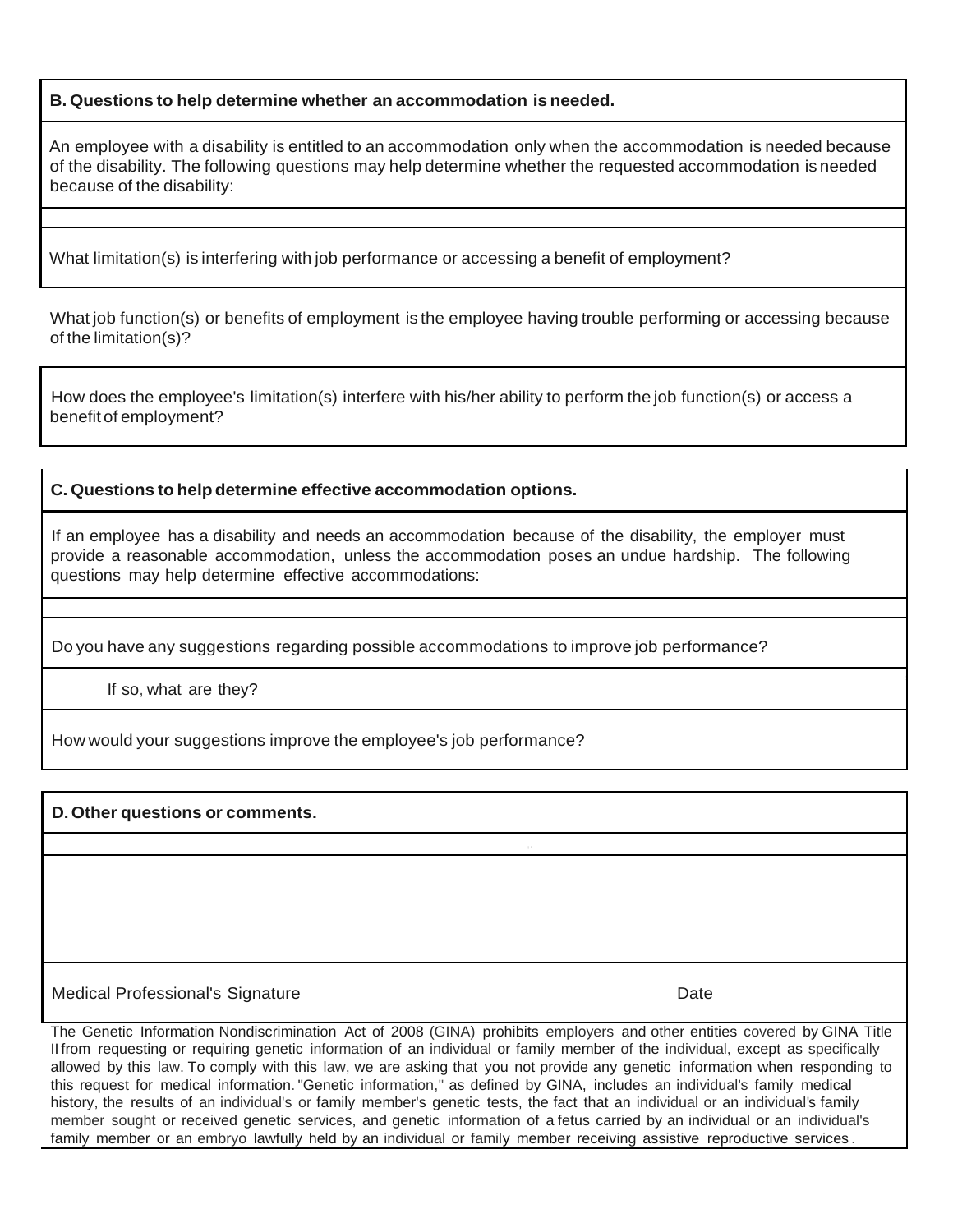**B. Questions to help determine whether an accommodation is needed.**

An employee with a disability is entitled to an accommodation only when the accommodation is needed because of the disability. The following questions may help determine whether the requested accommodation is needed because of the disability:

What limitation(s) is interfering with job performance or accessing a benefit of employment?

What job function(s) or benefits of employment is the employee having trouble performing or accessing because of the limitation(s)?

How does the employee's limitation(s) interfere with his/her ability to perform the job function(s) or access a benefit of employment?

**C. Questions to help determine effective accommodation options.**

If an employee has a disability and needs an accommodation because of the disability, the employer must provide a reasonable accommodation, unless the accommodation poses an undue hardship. The following questions may help determine effective accommodations:

Do you have any suggestions regarding possible accommodations to improve job performance?

If so, what are they?

How would your suggestions improve the employee's job performance?

**D. Other questions or comments.**

Medical Professional's Signature

Date

The Genetic Information Nondiscrimination Act of 2008 (GINA) prohibits employers and other entities covered by GINA Title II from requesting or requiring genetic information of an individual or family member of the individual, except as specifically allowed by this law. To comply with this law, we are asking that you not provide any genetic information when responding to this request for medical information. "Genetic information," as defined by GINA, includes an individual's family medical history, the results of an individual's or family member's genetic tests, the fact that an individual or an individual's family member sought or received genetic services, and genetic information of a fetus carried by an individual or an individual's family member or an embryo lawfully held by an individual or family member receiving assistive reproductive services.